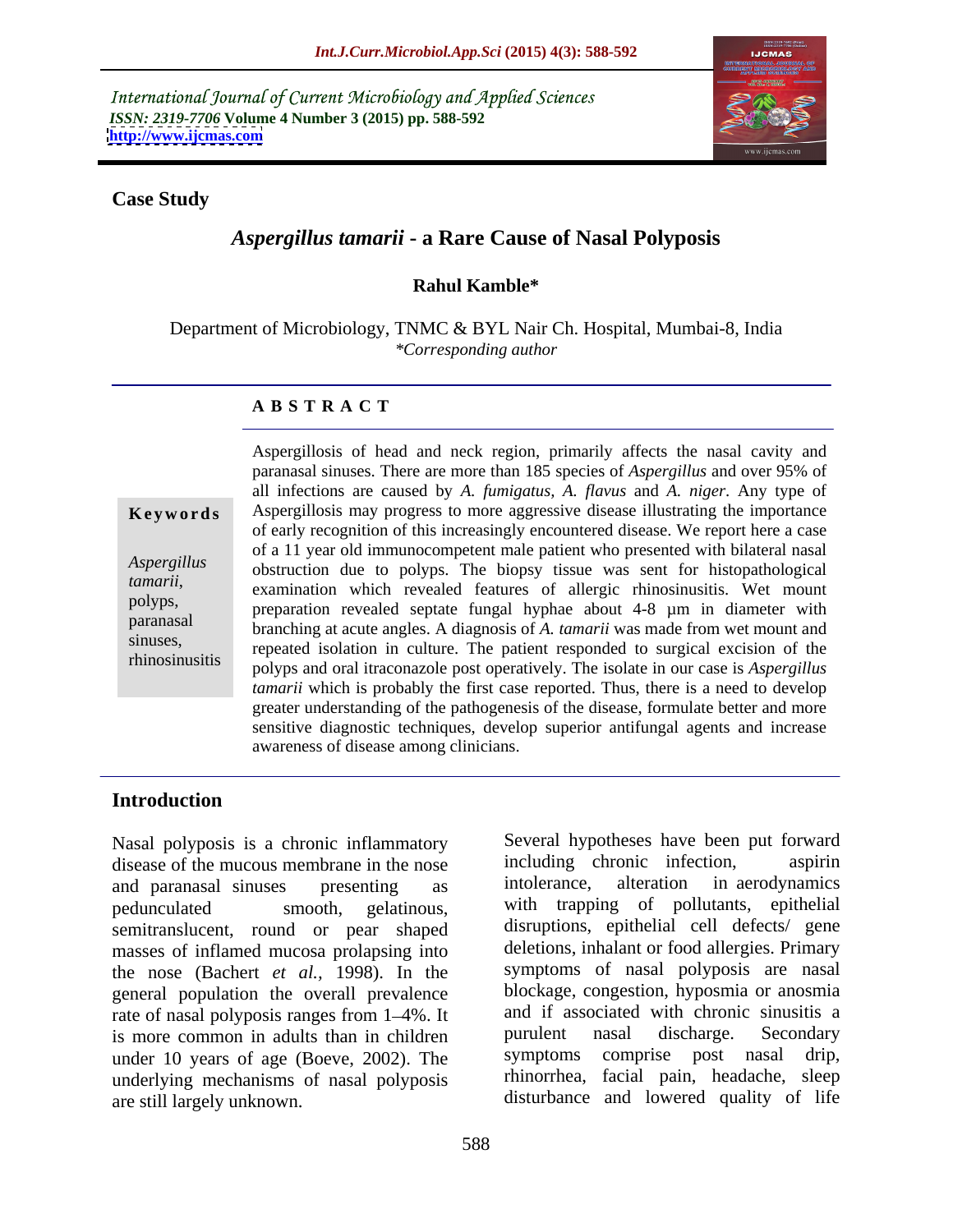International Journal of Current Microbiology and Applied Sciences
*ISSN: 2319-7706* **Volume 4 Number 3 (2015) pp. 588-592**
**http://www.ijcmas.com**

**Case Study**

# *Aspergillus tamarii* - a Rare Cause of Nasal Polyposis

**Rahul Kamble***

Department of Microbiology, TNMC & BYL Nair Ch. Hospital, Mumbai-8, India
*\*Corresponding author*

## ABSTRACT

**Keywords**

*Aspergillus tamarii*, polyps, paranasal sinuses, rhinosinusitis

Aspergillosis of head and neck region, primarily affects the nasal cavity and paranasal sinuses. There are more than 185 species of *Aspergillus* and over 95% of all infections are caused by *A. fumigatus, A. flavus* and *A. niger*. Any type of Aspergillosis may progress to more aggressive disease illustrating the importance of early recognition of this increasingly encountered disease. We report here a case of a 11 year old immunocompetent male patient who presented with bilateral nasal obstruction due to polyps. The biopsy tissue was sent for histopathological examination which revealed features of allergic rhinosinusitis. Wet mount preparation revealed septate fungal hyphae about 4-8 µm in diameter with branching at acute angles. A diagnosis of *A. tamarii* was made from wet mount and repeated isolation in culture. The patient responded to surgical excision of the polyps and oral itraconazole post operatively. The isolate in our case is *Aspergillus tamarii* which is probably the first case reported. Thus, there is a need to develop greater understanding of the pathogenesis of the disease, formulate better and more sensitive diagnostic techniques, develop superior antifungal agents and increase awareness of disease among clinicians.

## Introduction

Nasal polyposis is a chronic inflammatory disease of the mucous membrane in the nose and paranasal sinuses presenting as pedunculated smooth, gelatinous, semitranslucent, round or pear shaped masses of inflamed mucosa prolapsing into the nose (Bachert *et al.*, 1998). In the general population the overall prevalence rate of nasal polyposis ranges from 1–4%. It is more common in adults than in children under 10 years of age (Boeve, 2002). The underlying mechanisms of nasal polyposis are still largely unknown.

Several hypotheses have been put forward including chronic infection, aspirin intolerance, alteration in aerodynamics with trapping of pollutants, epithelial disruptions, epithelial cell defects/ gene deletions, inhalant or food allergies. Primary symptoms of nasal polyposis are nasal blockage, congestion, hyposmia or anosmia and if associated with chronic sinusitis a purulent nasal discharge. Secondary symptoms comprise post nasal drip, rhinorrhea, facial pain, headache, sleep disturbance and lowered quality of life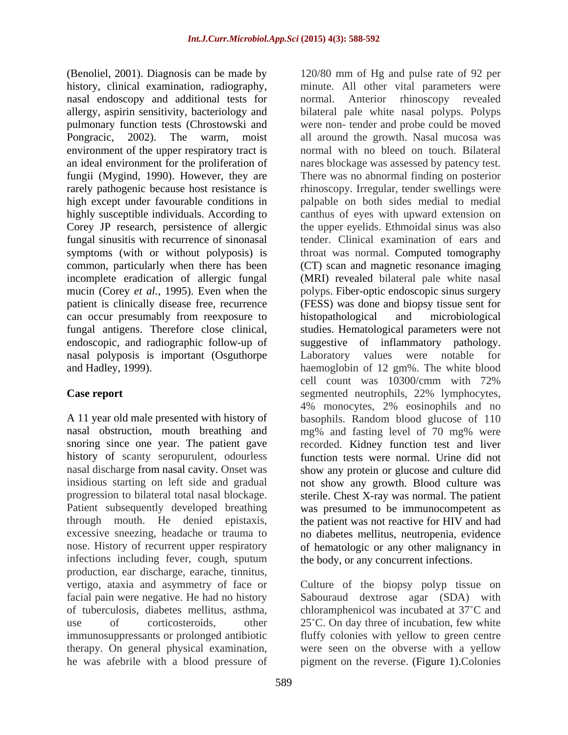(Benoliel, 2001). Diagnosis can be made by history, clinical examination, radiography, nasal endoscopy and additional tests for allergy, aspirin sensitivity, bacteriology and pulmonary function tests (Chrostowski and Pongracic, 2002). The warm, moist environment of the upper respiratory tract is an ideal environment for the proliferation of fungii (Mygind, 1990). However, they are rarely pathogenic because host resistance is high except under favourable conditions in highly susceptible individuals. According to Corey JP research, persistence of allergic fungal sinusitis with recurrence of sinonasal symptoms (with or without polyposis) is common, particularly when there has been incomplete eradication of allergic fungal mucin (Corey *et al.,* 1995). Even when the patient is clinically disease free, recurrence can occur presumably from reexposure to fungal antigens. Therefore close clinical, endoscopic, and radiographic follow-up of nasal polyposis is important (Osguthorpe and Hadley, 1999).

## Case report

A 11 year old male presented with history of nasal obstruction, mouth breathing and snoring since one year. The patient gave history of scanty seropurulent, odourless nasal discharge from nasal cavity. Onset was insidious starting on left side and gradual progression to bilateral total nasal blockage. Patient subsequently developed breathing through mouth. He denied epistaxis, excessive sneezing, headache or trauma to nose. History of recurrent upper respiratory infections including fever, cough, sputum production, ear discharge, earache, tinnitus, vertigo, ataxia and asymmetry of face or facial pain were negative. He had no history of tuberculosis, diabetes mellitus, asthma, use of corticosteroids, other immunosuppressants or prolonged antibiotic therapy. On general physical examination, he was afebrile with a blood pressure of 120/80 mm of Hg and pulse rate of 92 per minute. All other vital parameters were normal. Anterior rhinoscopy revealed bilateral pale white nasal polyps. Polyps were non- tender and probe could be moved all around the growth. Nasal mucosa was normal with no bleed on touch. Bilateral nares blockage was assessed by patency test. There was no abnormal finding on posterior rhinoscopy. Irregular, tender swellings were palpable on both sides medial to medial canthus of eyes with upward extension on the upper eyelids. Ethmoidal sinus was also tender. Clinical examination of ears and throat was normal. Computed tomography (CT) scan and magnetic resonance imaging (MRI) revealed bilateral pale white nasal polyps. Fiber-optic endoscopic sinus surgery (FESS) was done and biopsy tissue sent for histopathological and microbiological studies. Hematological parameters were not suggestive of inflammatory pathology. Laboratory values were notable for haemoglobin of 12 gm%. The white blood cell count was 10300/cmm with 72% segmented neutrophils, 22% lymphocytes, 4% monocytes, 2% eosinophils and no basophils. Random blood glucose of 110 mg% and fasting level of 70 mg% were recorded. Kidney function test and liver function tests were normal. Urine did not show any protein or glucose and culture did not show any growth. Blood culture was sterile. Chest X-ray was normal. The patient was presumed to be immunocompetent as the patient was not reactive for HIV and had no diabetes mellitus, neutropenia, evidence of hematologic or any other malignancy in the body, or any concurrent infections.

Culture of the biopsy polyp tissue on Sabouraud dextrose agar (SDA) with chloramphenicol was incubated at 37˚C and 25˚C. On day three of incubation, few white fluffy colonies with yellow to green centre were seen on the obverse with a yellow pigment on the reverse. (Figure 1).Colonies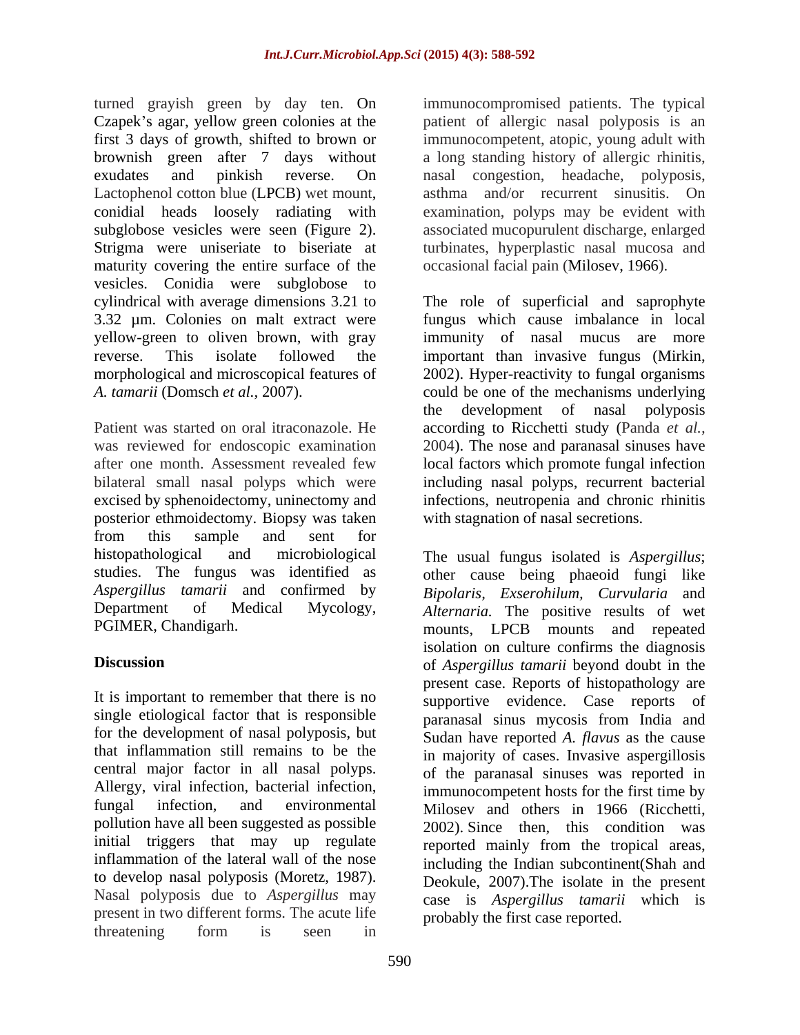turned grayish green by day ten. On Czapek's agar, yellow green colonies at the first 3 days of growth, shifted to brown or brownish green after 7 days without exudates and pinkish reverse. On Lactophenol cotton blue (LPCB) wet mount, conidial heads loosely radiating with subglobose vesicles were seen (Figure 2). Strigma were uniseriate to biseriate at maturity covering the entire surface of the vesicles. Conidia were subglobose to cylindrical with average dimensions 3.21 to 3.32 µm. Colonies on malt extract were yellow-green to oliven brown, with gray reverse. This isolate followed the morphological and microscopical features of *A. tamarii* (Domsch *et al.*, 2007).

Patient was started on oral itraconazole. He was reviewed for endoscopic examination after one month. Assessment revealed few bilateral small nasal polyps which were excised by sphenoidectomy, uninectomy and posterior ethmoidectomy. Biopsy was taken from this sample and sent for histopathological and microbiological studies. The fungus was identified as *Aspergillus tamarii* and confirmed by Department of Medical Mycology, PGIMER, Chandigarh.

## Discussion

It is important to remember that there is no single etiological factor that is responsible for the development of nasal polyposis, but that inflammation still remains to be the central major factor in all nasal polyps. Allergy, viral infection, bacterial infection, fungal infection, and environmental pollution have all been suggested as possible initial triggers that may up regulate inflammation of the lateral wall of the nose to develop nasal polyposis (Moretz, 1987). Nasal polyposis due to *Aspergillus* may present in two different forms. The acute life threatening form is seen in immunocompromised patients. The typical patient of allergic nasal polyposis is an immunocompetent, atopic, young adult with a long standing history of allergic rhinitis, nasal congestion, headache, polyposis, asthma and/or recurrent sinusitis. On examination, polyps may be evident with associated mucopurulent discharge, enlarged turbinates, hyperplastic nasal mucosa and occasional facial pain (Milosev, 1966).

The role of superficial and saprophyte fungus which cause imbalance in local immunity of nasal mucus are more important than invasive fungus (Mirkin, 2002). Hyper-reactivity to fungal organisms could be one of the mechanisms underlying the development of nasal polyposis according to Ricchetti study (Panda *et al.*, 2004). The nose and paranasal sinuses have local factors which promote fungal infection including nasal polyps, recurrent bacterial infections, neutropenia and chronic rhinitis with stagnation of nasal secretions.

The usual fungus isolated is *Aspergillus*; other cause being phaeoid fungi like *Bipolaris*, *Exserohilum*, *Curvularia* and *Alternaria.* The positive results of wet mounts, LPCB mounts and repeated isolation on culture confirms the diagnosis of *Aspergillus tamarii* beyond doubt in the present case. Reports of histopathology are supportive evidence. Case reports of paranasal sinus mycosis from India and Sudan have reported *A. flavus* as the cause in majority of cases. Invasive aspergillosis of the paranasal sinuses was reported in immunocompetent hosts for the first time by Milosev and others in 1966 (Ricchetti, 2002). Since then, this condition was reported mainly from the tropical areas, including the Indian subcontinent(Shah and Deokule, 2007).The isolate in the present case is *Aspergillus tamarii* which is probably the first case reported.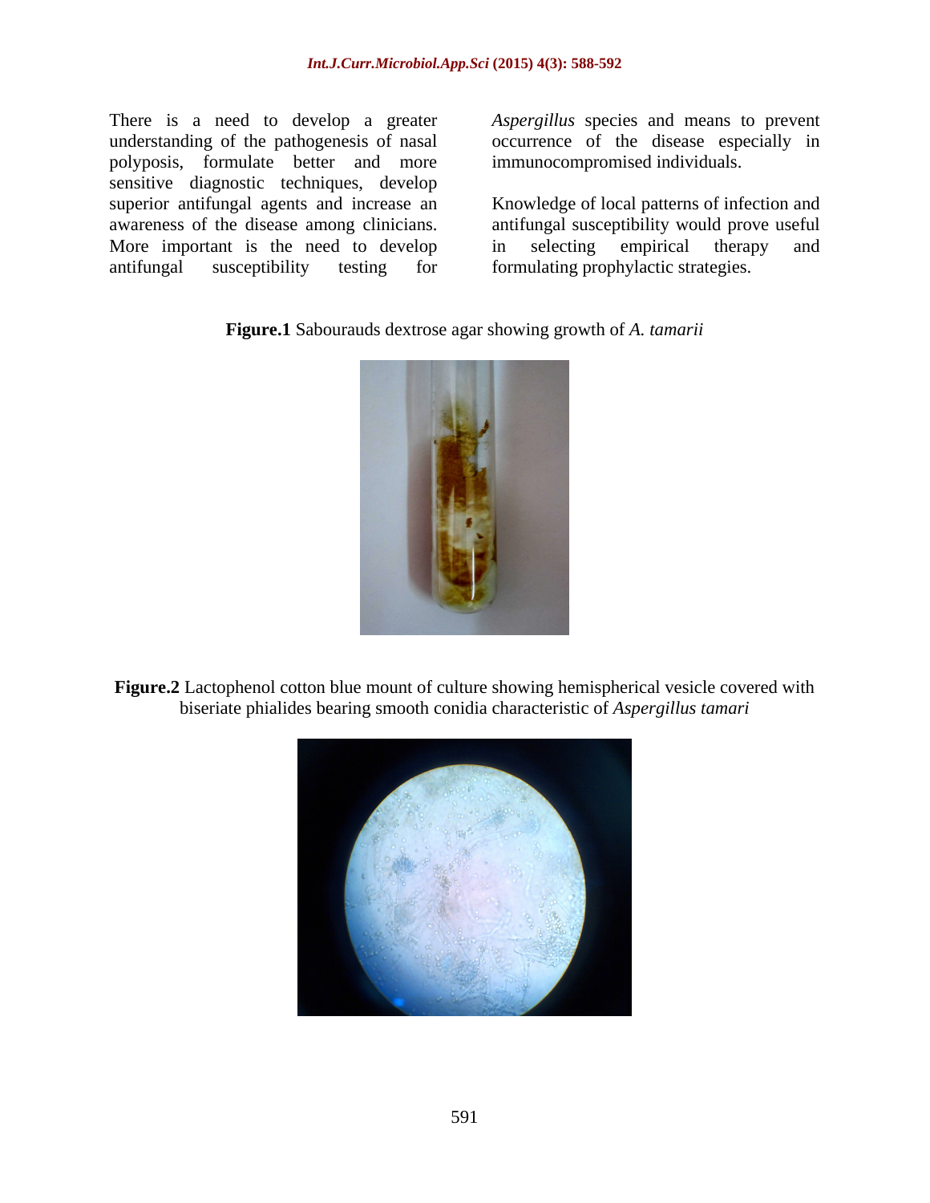There is a need to develop a greater understanding of the pathogenesis of nasal polyposis, formulate better and more sensitive diagnostic techniques, develop superior antifungal agents and increase an awareness of the disease among clinicians. More important is the need to develop antifungal susceptibility testing for *Aspergillus* species and means to prevent occurrence of the disease especially in immunocompromised individuals.

Knowledge of local patterns of infection and antifungal susceptibility would prove useful in selecting empirical therapy and formulating prophylactic strategies.

**Figure.1** Sabourauds dextrose agar showing growth of *A. tamarii*

**Figure.2** Lactophenol cotton blue mount of culture showing hemispherical vesicle covered with biseriate phialides bearing smooth conidia characteristic of *Aspergillus tamari*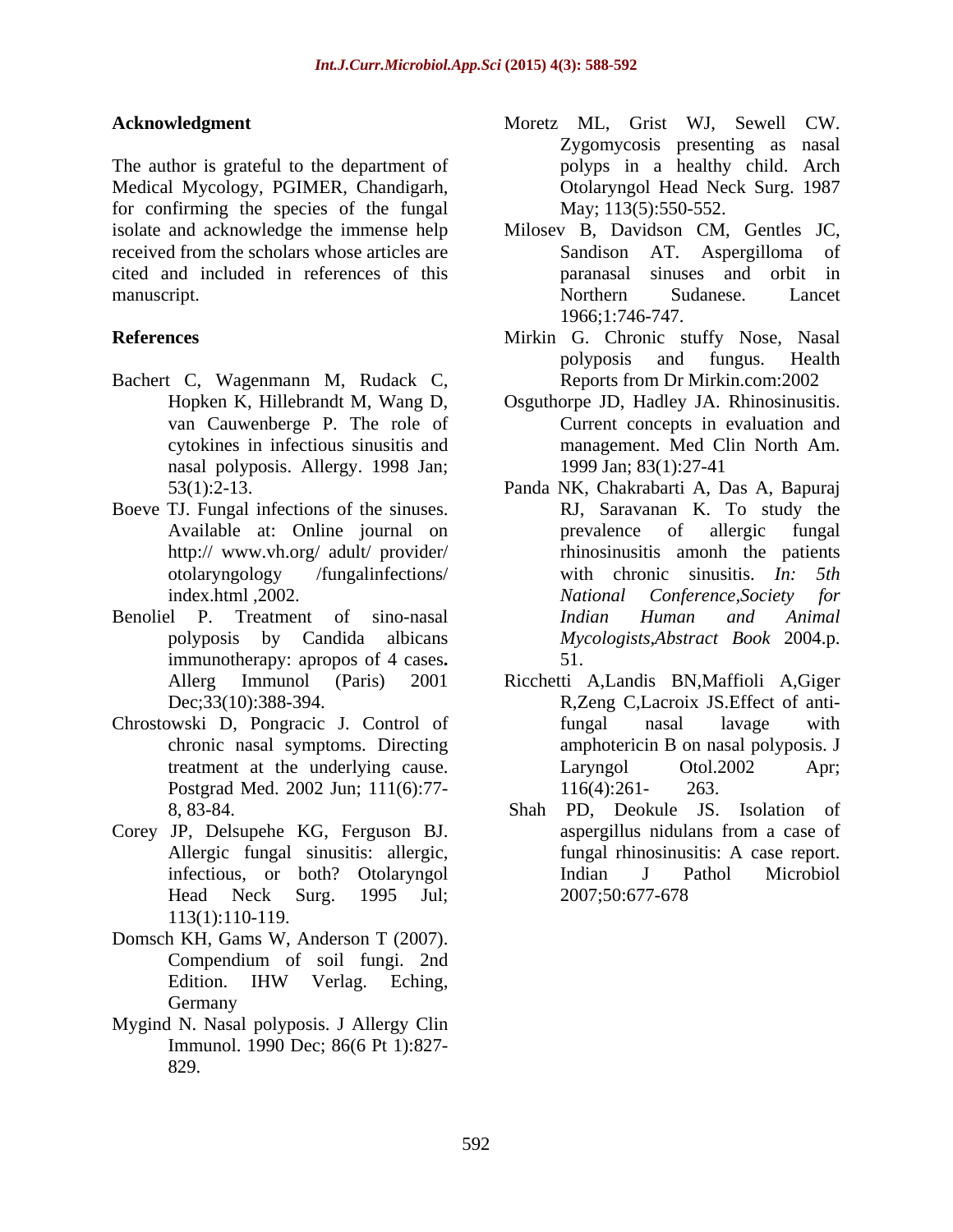## Acknowledgment

The author is grateful to the department of Medical Mycology, PGIMER, Chandigarh, for confirming the species of the fungal isolate and acknowledge the immense help received from the scholars whose articles are cited and included in references of this manuscript.

## References

Bachert C, Wagenmann M, Rudack C, Hopken K, Hillebrandt M, Wang D, van Cauwenberge P. The role of cytokines in infectious sinusitis and nasal polyposis. Allergy. 1998 Jan; 53(1):2-13.

Boeve TJ. Fungal infections of the sinuses. Available at: Online journal on http:// www.vh.org/ adult/ provider/ otolaryngology /fungalinfections/ index.html ,2002.

Benoliel P. Treatment of sino-nasal polyposis by Candida albicans immunotherapy: apropos of 4 cases**.** Allerg Immunol (Paris) 2001 Dec;33(10):388-394.

Chrostowski D, Pongracic J. Control of chronic nasal symptoms. Directing treatment at the underlying cause. Postgrad Med. 2002 Jun; 111(6):77-8, 83-84.

Corey JP, Delsupehe KG, Ferguson BJ. Allergic fungal sinusitis: allergic, infectious, or both? Otolaryngol Head Neck Surg. 1995 Jul; 113(1):110-119.

Domsch KH, Gams W, Anderson T (2007). Compendium of soil fungi. 2nd Edition. IHW Verlag. Eching, Germany

Mygind N. Nasal polyposis. J Allergy Clin Immunol. 1990 Dec; 86(6 Pt 1):827-829.

Moretz ML, Grist WJ, Sewell CW. Zygomycosis presenting as nasal polyps in a healthy child. Arch Otolaryngol Head Neck Surg. 1987 May; 113(5):550-552.

Milosev B, Davidson CM, Gentles JC, Sandison AT. Aspergilloma of paranasal sinuses and orbit in Northern Sudanese. Lancet 1966;1:746-747.

Mirkin G. Chronic stuffy Nose, Nasal polyposis and fungus. Health Reports from Dr Mirkin.com:2002

Osguthorpe JD, Hadley JA. Rhinosinusitis. Current concepts in evaluation and management. Med Clin North Am. 1999 Jan; 83(1):27-41

Panda NK, Chakrabarti A, Das A, Bapuraj RJ, Saravanan K. To study the prevalence of allergic fungal rhinosinusitis amonh the patients with chronic sinusitis. *In: 5th National Conference,Society for Indian Human and Animal Mycologists,Abstract Book* 2004.p. 51.

Ricchetti A,Landis BN,Maffioli A,Giger R,Zeng C,Lacroix JS.Effect of anti-fungal nasal lavage with amphotericin B on nasal polyposis. J Laryngol Otol.2002 Apr; 116(4):261- 263.

Shah PD, Deokule JS. Isolation of aspergillus nidulans from a case of fungal rhinosinusitis: A case report. Indian J Pathol Microbiol 2007;50:677-678